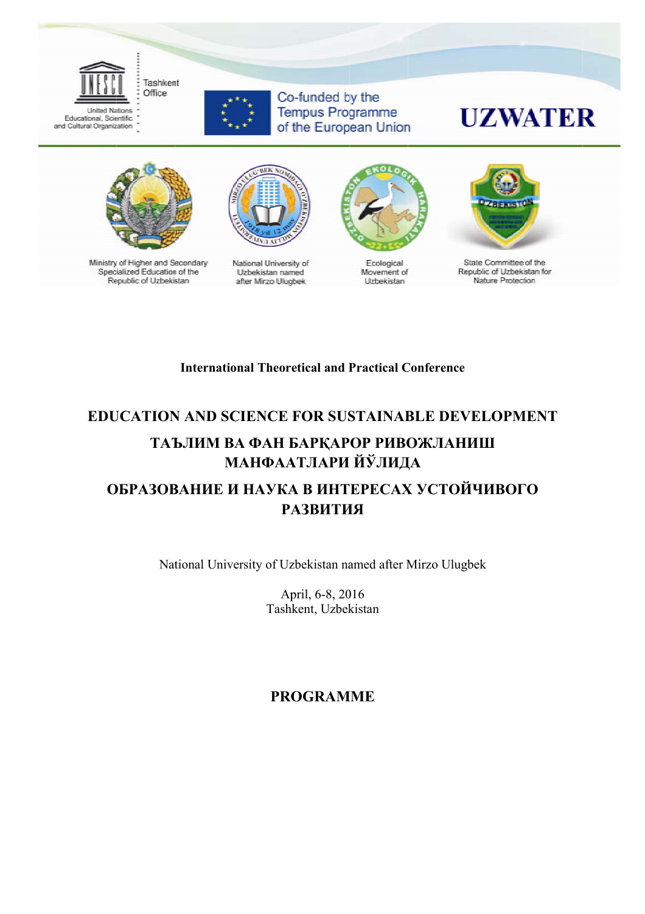Tashkent Office

United Nations Educational, Scientific and Cultural Organization

Co-funded by the Tempus Programme of the European Union

UZWATER

Ministry of Higher and Secondary Specialized Education of the Republic of Uzbekistan

National University of Uzbekistan named after Mirzo Ulugbek

Ecological Movement of Uzbekistan

State Committee of the Republic of Uzbekistan for Nature Protection

**International Theoretical and Practical Conference**

# EDUCATION AND SCIENCE FOR SUSTAINABLE DEVELOPMENT

# ТАЪЛИМ ВА ФАН БАРҚАРОР РИВОЖЛАНИШ МАНФААТЛАРИ ЙЎЛИДА

# ОБРАЗОВАНИЕ И НАУКА В ИНТЕРЕСАХ УСТОЙЧИВОГО РАЗВИТИЯ

National University of Uzbekistan named after Mirzo Ulugbek

April, 6-8, 2016
Tashkent, Uzbekistan

## PROGRAMME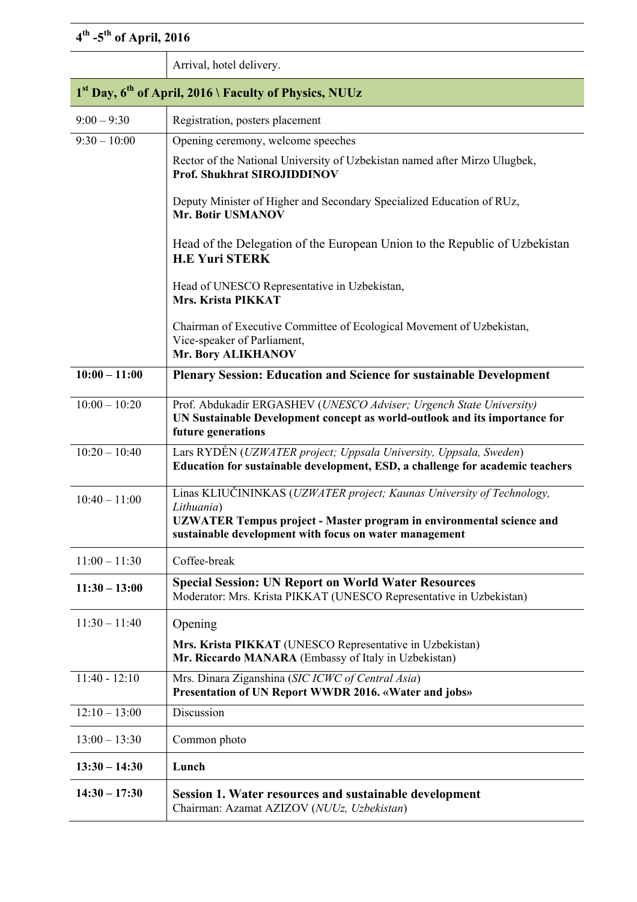| 4th -5th of April, 2016 | |
|---|---|
| | Arrival, hotel delivery. |
| **1st Day, 6th of April, 2016 \ Faculty of Physics, NUUz** | |
| 9:00 – 9:30 | Registration, posters placement |
| 9:30 – 10:00 | Opening ceremony, welcome speeches<br><br>Rector of the National University of Uzbekistan named after Mirzo Ulugbek, **Prof. Shukhrat SIROJIDDINOV**<br><br>Deputy Minister of Higher and Secondary Specialized Education of RUz, **Mr. Botir USMANOV**<br><br>Head of the Delegation of the European Union to the Republic of Uzbekistan **H.E Yuri STERK**<br><br>Head of UNESCO Representative in Uzbekistan, **Mrs. Krista PIKKAT**<br><br>Chairman of Executive Committee of Ecological Movement of Uzbekistan, Vice-speaker of Parliament, **Mr. Bory ALIKHANOV** |
| **10:00 – 11:00** | **Plenary Session: Education and Science for sustainable Development** |
| 10:00 – 10:20 | Prof. Abdukadir ERGASHEV (*UNESCO Adviser; Urgench State University*) **UN Sustainable Development concept as world-outlook and its importance for future generations** |
| 10:20 – 10:40 | Lars RYDÉN (*UZWATER project; Uppsala University, Uppsala, Sweden*) **Education for sustainable development, ESD, a challenge for academic teachers** |
| 10:40 – 11:00 | Linas KLIUČININKAS (*UZWATER project; Kaunas University of Technology, Lithuania*) **UZWATER Tempus project - Master program in environmental science and sustainable development with focus on water management** |
| 11:00 – 11:30 | Coffee-break |
| **11:30 – 13:00** | **Special Session: UN Report on World Water Resources** Moderator: Mrs. Krista PIKKAT (UNESCO Representative in Uzbekistan) |
| 11:30 – 11:40 | Opening<br><br>**Mrs. Krista PIKKAT** (UNESCO Representative in Uzbekistan)<br>**Mr. Riccardo MANARA** (Embassy of Italy in Uzbekistan) |
| 11:40 - 12:10 | Mrs. Dinara Ziganshina (*SIC ICWC of Central Asia*) **Presentation of UN Report WWDR 2016. «Water and jobs»** |
| 12:10 – 13:00 | Discussion |
| 13:00 – 13:30 | Common photo |
| **13:30 – 14:30** | **Lunch** |
| **14:30 – 17:30** | **Session 1. Water resources and sustainable development** Chairman: Azamat AZIZOV (*NUUz, Uzbekistan*) |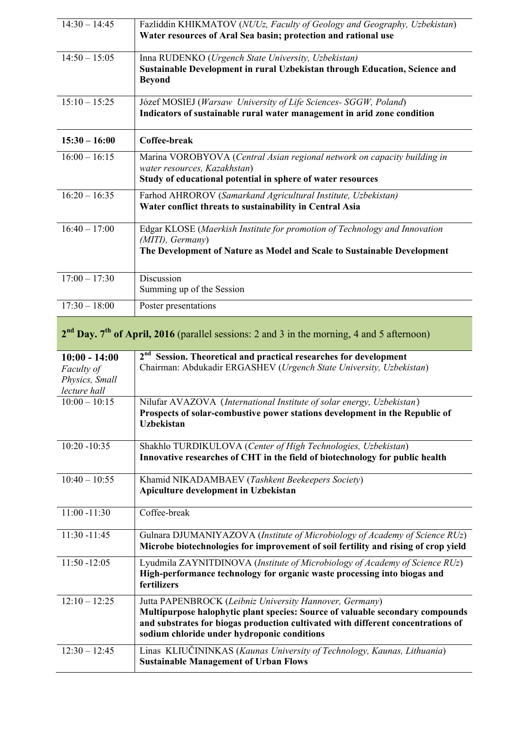| | |
|---|---|
| 14:30 – 14:45 | Fazliddin KHIKMATOV (*NUUz, Faculty of Geology and Geography, Uzbekistan*)<br>**Water resources of Aral Sea basin; protection and rational use** |
| 14:50 – 15:05 | Inna RUDENKO (*Urgench State University, Uzbekistan)*<br>**Sustainable Development in rural Uzbekistan through Education, Science and Beyond** |
| 15:10 – 15:25 | Józef MOSIEJ (*Warsaw University of Life Sciences- SGGW, Poland*)<br>**Indicators of sustainable rural water management in arid zone condition** |
| **15:30 – 16:00** | **Coffee-break** |
| 16:00 – 16:15 | Marina VOROBYOVA (*Central Asian regional network on capacity building in water resources, Kazakhstan*)<br>**Study of educational potential in sphere of water resources** |
| 16:20 – 16:35 | Farhod AHROROV (*Samarkand Agricultural Institute, Uzbekistan)*<br>**Water conflict threats to sustainability in Central Asia** |
| 16:40 – 17:00 | Edgar KLOSE (*Maerkish Institute for promotion of Technology and Innovation (MITI), Germany*)<br>**The Development of Nature as Model and Scale to Sustainable Development** |
| 17:00 – 17:30 | Discussion<br>Summing up of the Session |
| 17:30 – 18:00 | Poster presentations |

## 2nd Day. 7th of April, 2016 (parallel sessions: 2 and 3 in the morning, 4 and 5 afternoon)

| | |
|---|---|
| **10:00 - 14:00**<br>*Faculty of Physics, Small lecture hall* | **2nd Session. Theoretical and practical researches for development**<br>Chairman: Abdukadir ERGASHEV (*Urgench State University, Uzbekistan*) |
| 10:00 – 10:15 | Nilufar AVAZOVA (*International Institute of solar energy, Uzbekistan*)<br>**Prospects of solar-combustive power stations development in the Republic of Uzbekistan** |
| 10:20 -10:35 | Shakhlo TURDIKULOVA (*Center of High Technologies, Uzbekistan*)<br>**Innovative researches of CHT in the field of biotechnology for public health** |
| 10:40 – 10:55 | Khamid NIKADAMBAEV (*Tashkent Beekeepers Society*)<br>**Apiculture development in Uzbekistan** |
| 11:00 -11:30 | Coffee-break |
| 11:30 -11:45 | Gulnara DJUMANIYAZOVA (*Institute of Microbiology of Academy of Science RUz*)<br>**Microbe biotechnologies for improvement of soil fertility and rising of crop yield** |
| 11:50 -12:05 | Lyudmila ZAYNITDINOVA (*Institute of Microbiology of Academy of Science RUz*)<br>**High-performance technology for organic waste processing into biogas and fertilizers** |
| 12:10 – 12:25 | Jutta PAPENBROCK (*Leibniz University Hannover, Germany*)<br>**Multipurpose halophytic plant species: Source of valuable secondary compounds and substrates for biogas production cultivated with different concentrations of sodium chloride under hydroponic conditions** |
| 12:30 – 12:45 | Linas KLIUČININKAS (*Kaunas University of Technology, Kaunas, Lithuania*)<br>**Sustainable Management of Urban Flows** |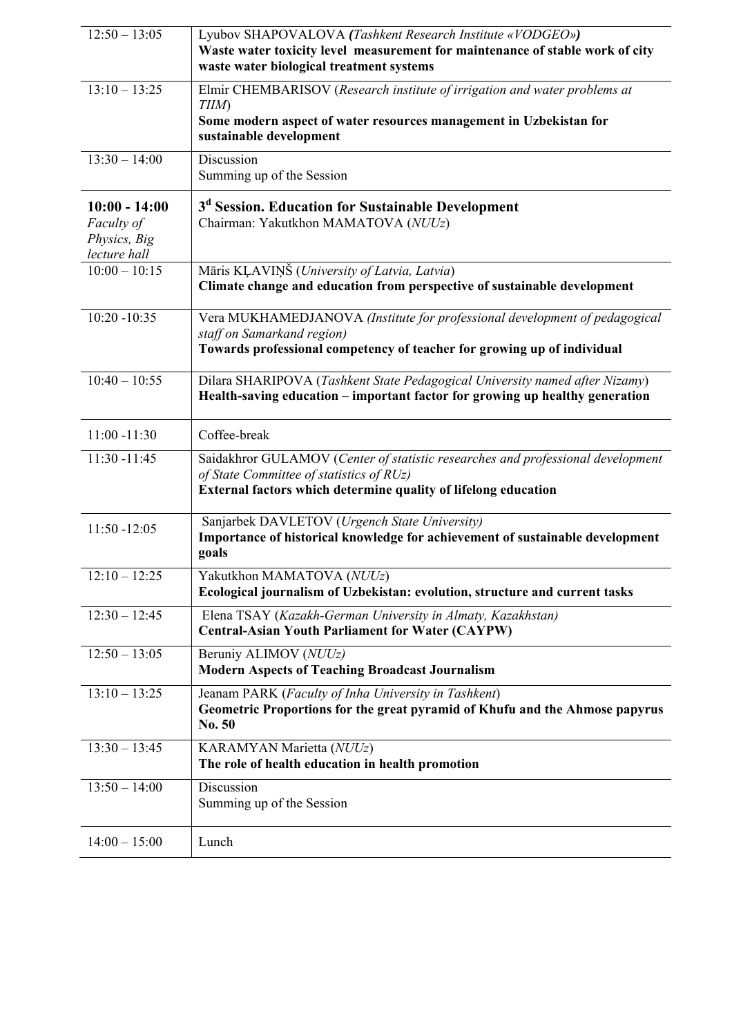| | |
|---|---|
| 12:50 – 13:05 | Lyubov SHAPOVALOVA ***(**Tashkent Research Institute «VODGEO»**)*** <br> **Waste water toxicity level measurement for maintenance of stable work of city waste water biological treatment systems** |
| 13:10 – 13:25 | Elmir CHEMBARISOV (*Research institute of irrigation and water problems at TIIM*) <br> **Some modern aspect of water resources management in Uzbekistan for sustainable development** |
| 13:30 – 14:00 | Discussion <br> Summing up of the Session |
| **10:00 - 14:00** <br> *Faculty of Physics, Big lecture hall* | **3[d] Session. Education for Sustainable Development** <br> Chairman: Yakutkhon MAMATOVA (*NUUz*) |
| 10:00 – 10:15 | Māris KĻAVIŅŠ (*University of Latvia, Latvia*) <br> **Climate change and education from perspective of sustainable development** |
| 10:20 -10:35 | Vera MUKHAMEDJANOVA *(Institute for professional development of pedagogical staff on Samarkand region)* <br> **Towards professional competency of teacher for growing up of individual** |
| 10:40 – 10:55 | Dilara SHARIPOVA (*Tashkent State Pedagogical University named after Nizamy*) <br> **Health-saving education – important factor for growing up healthy generation** |
| 11:00 -11:30 | Coffee-break |
| 11:30 -11:45 | Saidakhror GULAMOV (*Center of statistic researches and professional development of State Committee of statistics of RUz)* <br> **External factors which determine quality of lifelong education** |
| 11:50 -12:05 | Sanjarbek DAVLETOV (*Urgench State University)* <br> **Importance of historical knowledge for achievement of sustainable development goals** |
| 12:10 – 12:25 | Yakutkhon MAMATOVA (*NUUz*) <br> **Ecological journalism of Uzbekistan: evolution, structure and current tasks** |
| 12:30 – 12:45 | Elena TSAY (*Kazakh-German University in Almaty, Kazakhstan)* <br> **Central-Asian Youth Parliament for Water (CAYPW)** |
| 12:50 – 13:05 | Beruniy ALIMOV (*NUUz)* <br> **Modern Aspects of Teaching Broadcast Journalism** |
| 13:10 – 13:25 | Jeanam PARK (*Faculty of Inha University in Tashkent*) <br> **Geometric Proportions for the great pyramid of Khufu and the Ahmose papyrus No. 50** |
| 13:30 – 13:45 | KARAMYAN Marietta (*NUUz*) <br> **The role of health education in health promotion** |
| 13:50 – 14:00 | Discussion <br> Summing up of the Session |
| 14:00 – 15:00 | Lunch |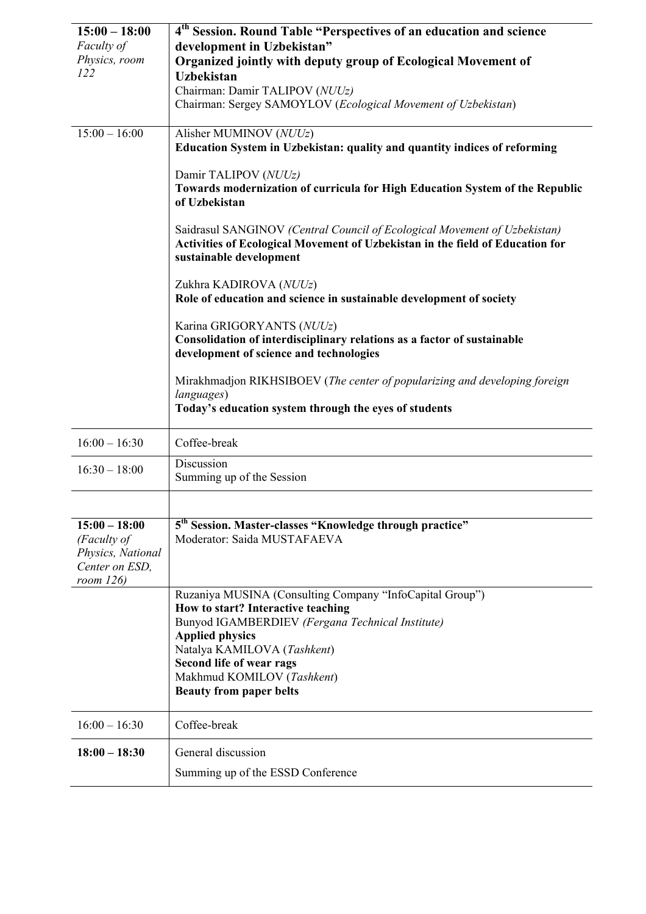| | |
|---|---|
| **15:00 – 18:00** *Faculty of Physics, room 122* | **4th Session. Round Table "Perspectives of an education and science development in Uzbekistan"** **Organized jointly with deputy group of Ecological Movement of Uzbekistan** Chairman: Damir TALIPOV (*NUUz)* Chairman: Sergey SAMOYLOV (*Ecological Movement of Uzbekistan*) |
| 15:00 – 16:00 | Alisher MUMINOV (*NUUz*) **Education System in Uzbekistan: quality and quantity indices of reforming** <br><br> Damir TALIPOV (*NUUz)* **Towards modernization of curricula for High Education System of the Republic of Uzbekistan** <br><br> Saidrasul SANGINOV *(Central Council of Ecological Movement of Uzbekistan)* **Activities of Ecological Movement of Uzbekistan in the field of Education for sustainable development** <br><br> Zukhra KADIROVA (*NUUz*) **Role of education and science in sustainable development of society** <br><br> Karina GRIGORYANTS (*NUUz*) **Consolidation of interdisciplinary relations as a factor of sustainable development of science and technologies** <br><br> Mirakhmadjon RIKHSIBOEV (*The center of popularizing and developing foreign languages*) **Today's education system through the eyes of students** |
| 16:00 – 16:30 | Coffee-break |
| 16:30 – 18:00 | Discussion <br> Summing up of the Session |
| | |
| **15:00 – 18:00** *(Faculty of Physics, National Center on ESD, room 126)* | **5th Session. Master-classes "Knowledge through practice"** <br> Moderator: Saida MUSTAFAEVA |
| | Ruzaniya MUSINA (Consulting Company "InfoCapital Group") <br> **How to start? Interactive teaching** <br> Bunyod IGAMBERDIEV *(Fergana Technical Institute)* <br> **Applied physics** <br> Natalya KAMILOVA (*Tashkent*) <br> **Second life of wear rags** <br> Makhmud KOMILOV (*Tashkent*) <br> **Beauty from paper belts** |
| 16:00 – 16:30 | Coffee-break |
| **18:00 – 18:30** | General discussion <br> Summing up of the ESSD Conference |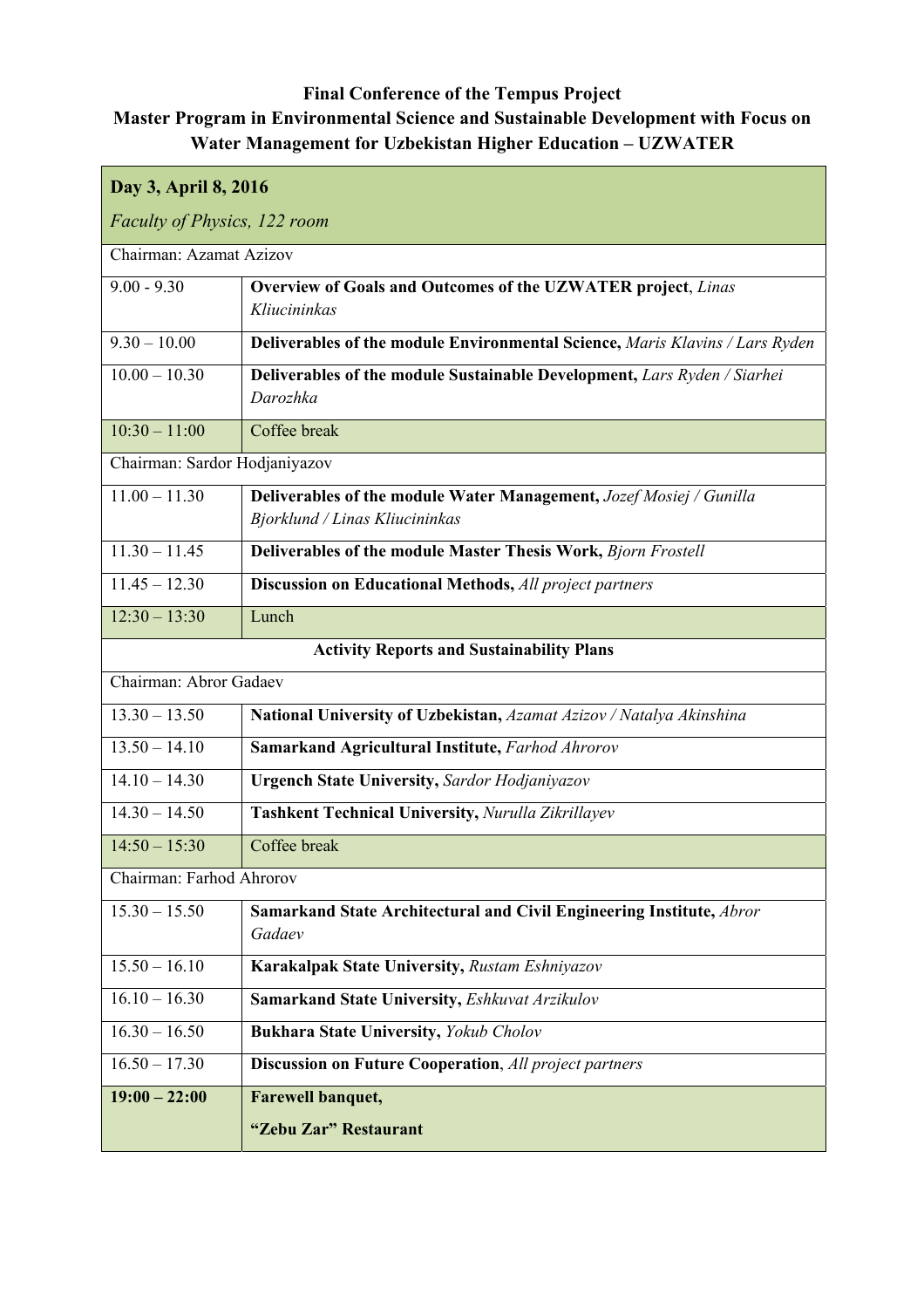**Final Conference of the Tempus Project**
**Master Program in Environmental Science and Sustainable Development with Focus on Water Management for Uzbekistan Higher Education – UZWATER**

| **Day 3, April 8, 2016** *Faculty of Physics, 122 room* | |
|---|---|
| Chairman: Azamat Azizov | |
| 9.00 - 9.30 | **Overview of Goals and Outcomes of the UZWATER project**, *Linas Kliucininkas* |
| 9.30 – 10.00 | **Deliverables of the module Environmental Science,** *Maris Klavins / Lars Ryden* |
| 10.00 – 10.30 | **Deliverables of the module Sustainable Development,** *Lars Ryden / Siarhei Darozhka* |
| 10:30 – 11:00 | Coffee break |
| Chairman: Sardor Hodjaniyazov | |
| 11.00 – 11.30 | **Deliverables of the module Water Management,** *Jozef Mosiej / Gunilla Bjorklund / Linas Kliucininkas* |
| 11.30 – 11.45 | **Deliverables of the module Master Thesis Work,** *Bjorn Frostell* |
| 11.45 – 12.30 | **Discussion on Educational Methods,** *All project partners* |
| 12:30 – 13:30 | Lunch |
| **Activity Reports and Sustainability Plans** | |
| Chairman: Abror Gadaev | |
| 13.30 – 13.50 | **National University of Uzbekistan,** *Azamat Azizov / Natalya Akinshina* |
| 13.50 – 14.10 | **Samarkand Agricultural Institute,** *Farhod Ahrorov* |
| 14.10 – 14.30 | **Urgench State University,** *Sardor Hodjaniyazov* |
| 14.30 – 14.50 | **Tashkent Technical University,** *Nurulla Zikrillayev* |
| 14:50 – 15:30 | Coffee break |
| Chairman: Farhod Ahrorov | |
| 15.30 – 15.50 | **Samarkand State Architectural and Civil Engineering Institute,** *Abror Gadaev* |
| 15.50 – 16.10 | **Karakalpak State University,** *Rustam Eshniyazov* |
| 16.10 – 16.30 | **Samarkand State University,** *Eshkuvat Arzikulov* |
| 16.30 – 16.50 | **Bukhara State University,** *Yokub Cholov* |
| 16.50 – 17.30 | **Discussion on Future Cooperation**, *All project partners* |
| **19:00 – 22:00** | **Farewell banquet,** **"Zebu Zar" Restaurant** |